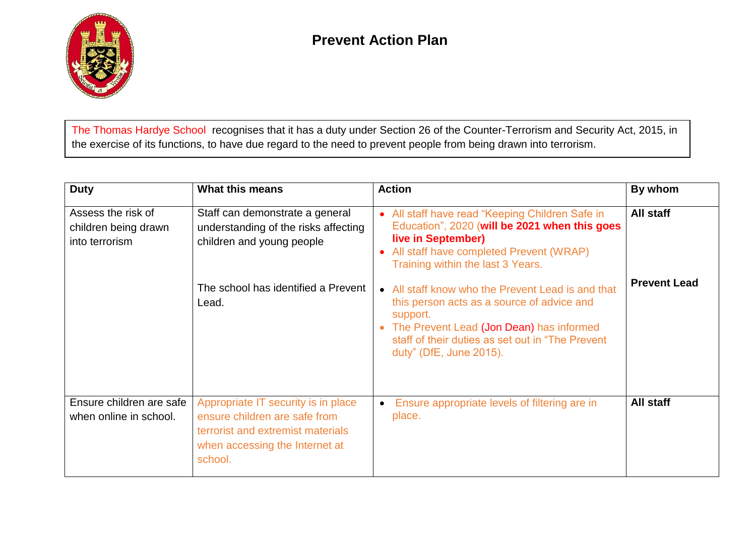# Prevent Action Plan

The Thomas Hardye School recognises that it has a duty under Section 26 of the Counter-Terrorism and Security Act, 2015, in the exercise of its functions, to have due regard to the need to prevent people from being drawn into terrorism.

| Duty | What this means | Action | By whom |
|---|---|---|---|
| Assess the risk of children being drawn into terrorism | Staff can demonstrate a general understanding of the risks affecting children and young people | • All staff have read "Keeping Children Safe in Education", 2020 (**will be 2021 when this goes live in September**)<br>• All staff have completed Prevent (WRAP) Training within the last 3 Years. | **All staff** |
| | The school has identified a Prevent Lead. | • All staff know who the Prevent Lead is and that this person acts as a source of advice and support.<br>• The Prevent Lead (Jon Dean) has informed staff of their duties as set out in "The Prevent duty" (DfE, June 2015). | **Prevent Lead** |
| Ensure children are safe when online in school. | Appropriate IT security is in place ensure children are safe from terrorist and extremist materials when accessing the Internet at school. | • Ensure appropriate levels of filtering are in place. | **All staff** |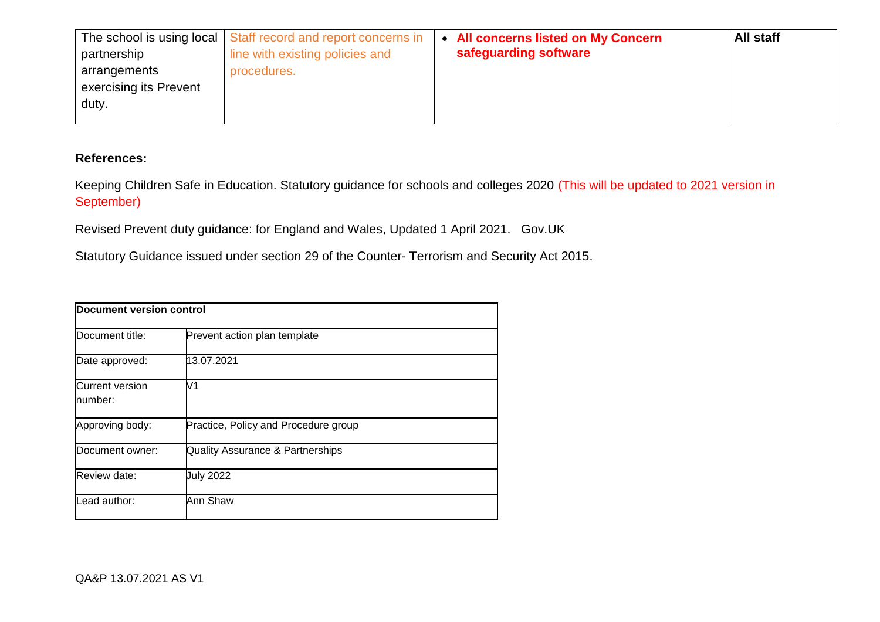| | | | |
|---|---|---|---|
| The school is using local partnership arrangements exercising its Prevent duty. | Staff record and report concerns in line with existing policies and procedures. | • **All concerns listed on My Concern safeguarding software** | **All staff** |

**References:**

Keeping Children Safe in Education. Statutory guidance for schools and colleges 2020 (This will be updated to 2021 version in September)

Revised Prevent duty guidance: for England and Wales, Updated 1 April 2021. Gov.UK

Statutory Guidance issued under section 29 of the Counter- Terrorism and Security Act 2015.

| **Document version control** | |
|---|---|
| Document title: | Prevent action plan template |
| Date approved: | 13.07.2021 |
| Current version number: | V1 |
| Approving body: | Practice, Policy and Procedure group |
| Document owner: | Quality Assurance & Partnerships |
| Review date: | July 2022 |
| Lead author: | Ann Shaw |

QA&P 13.07.2021 AS V1